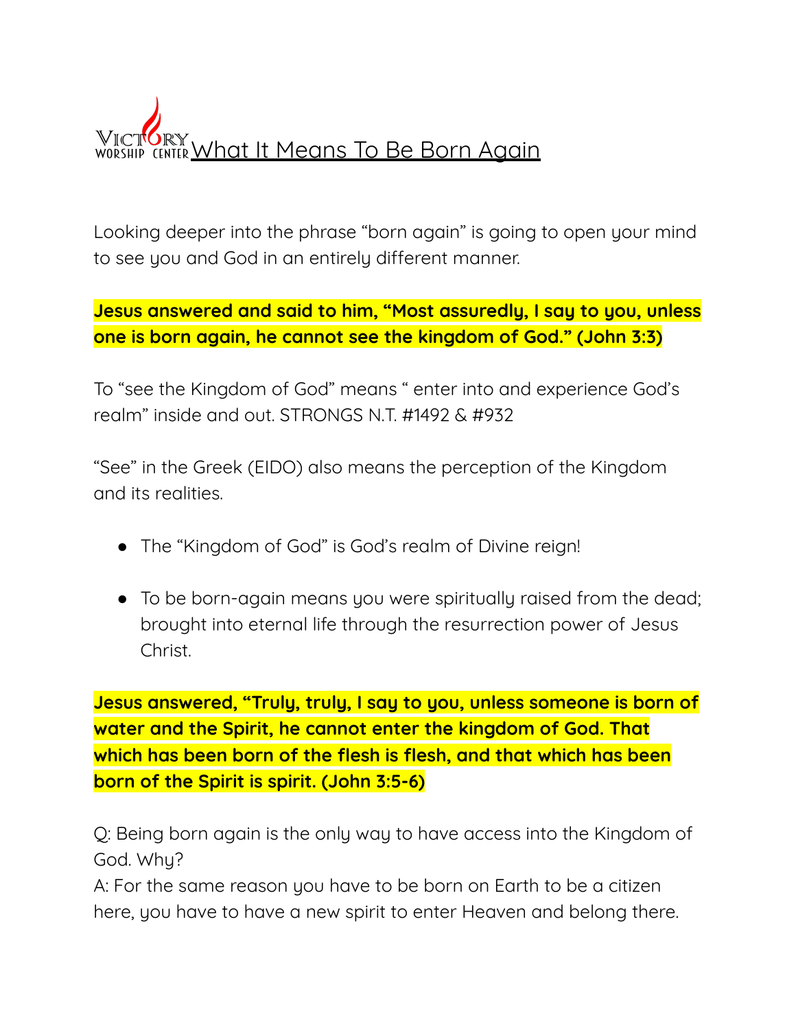# What It Means To Be Born Again

Looking deeper into the phrase "born again" is going to open your mind to see you and God in an entirely different manner.

**Jesus answered and said to him, "Most assuredly, I say to you, unless one is born again, he cannot see the kingdom of God." (John 3:3)**

To "see the Kingdom of God" means " enter into and experience God's realm" inside and out. STRONGS N.T. #1492 & #932

"See" in the Greek (EIDO) also means the perception of the Kingdom and its realities.

- The "Kingdom of God" is God's realm of Divine reign!
- To be born-again means you were spiritually raised from the dead; brought into eternal life through the resurrection power of Jesus Christ.

**Jesus answered, "Truly, truly, I say to you, unless someone is born of water and the Spirit, he cannot enter the kingdom of God. That which has been born of the flesh is flesh, and that which has been born of the Spirit is spirit. (John 3:5-6)**

Q: Being born again is the only way to have access into the Kingdom of God. Why?
A: For the same reason you have to be born on Earth to be a citizen here, you have to have a new spirit to enter Heaven and belong there.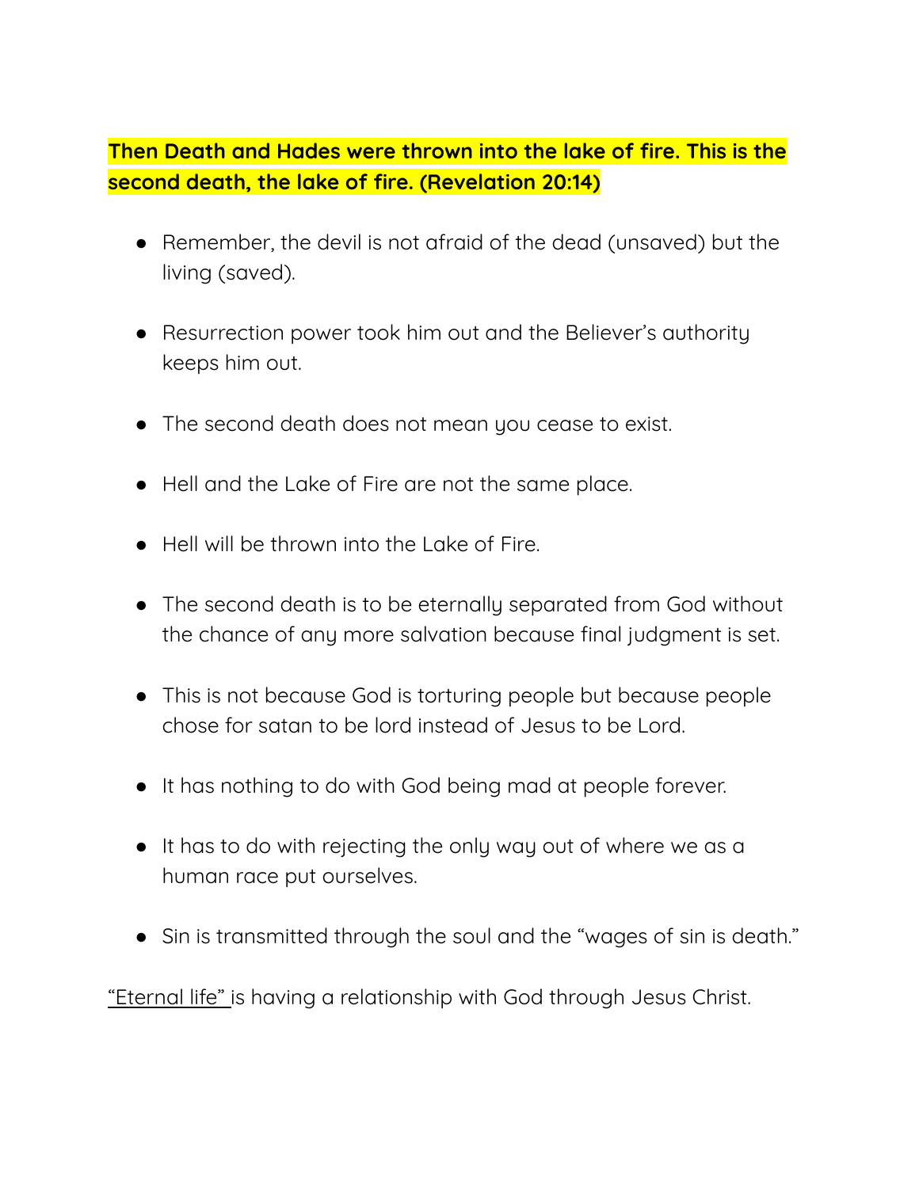**Then Death and Hades were thrown into the lake of fire. This is the second death, the lake of fire. (Revelation 20:14)**

- Remember, the devil is not afraid of the dead (unsaved) but the living (saved).

- Resurrection power took him out and the Believer's authority keeps him out.

- The second death does not mean you cease to exist.

- Hell and the Lake of Fire are not the same place.

- Hell will be thrown into the Lake of Fire.

- The second death is to be eternally separated from God without the chance of any more salvation because final judgment is set.

- This is not because God is torturing people but because people chose for satan to be lord instead of Jesus to be Lord.

- It has nothing to do with God being mad at people forever.

- It has to do with rejecting the only way out of where we as a human race put ourselves.

- Sin is transmitted through the soul and the "wages of sin is death."

<u>"Eternal life"</u> is having a relationship with God through Jesus Christ.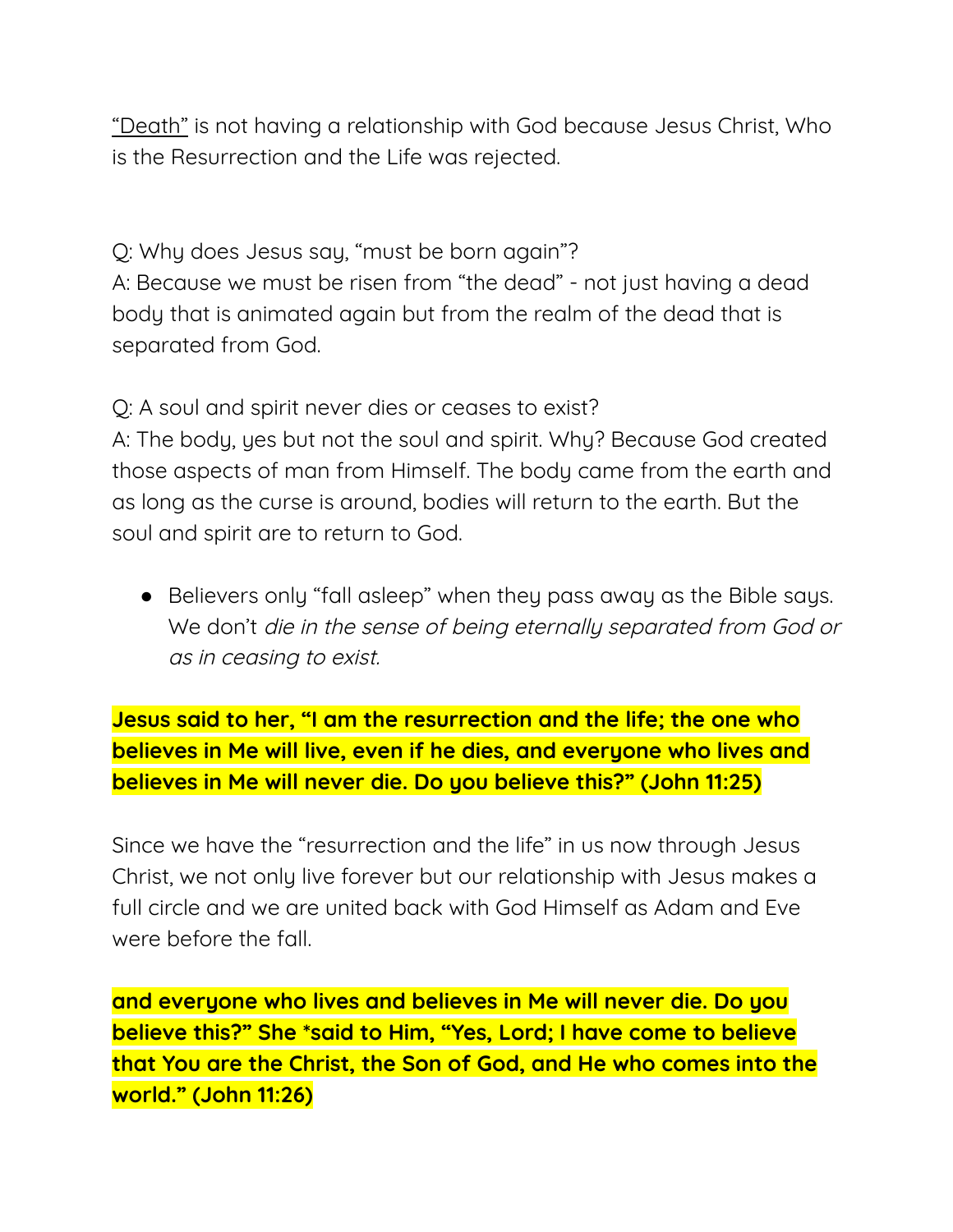<u>“Death”</u> is not having a relationship with God because Jesus Christ, Who is the Resurrection and the Life was rejected.

Q: Why does Jesus say, “must be born again”?
A: Because we must be risen from “the dead” - not just having a dead body that is animated again but from the realm of the dead that is separated from God.

Q: A soul and spirit never dies or ceases to exist?
A: The body, yes but not the soul and spirit. Why? Because God created those aspects of man from Himself. The body came from the earth and as long as the curse is around, bodies will return to the earth. But the soul and spirit are to return to God.

- Believers only “fall asleep” when they pass away as the Bible says. We don’t *die in the sense of being eternally separated from God or as in ceasing to exist.*

**Jesus said to her, “I am the resurrection and the life; the one who believes in Me will live, even if he dies, and everyone who lives and believes in Me will never die. Do you believe this?” (John 11:25)**

Since we have the “resurrection and the life” in us now through Jesus Christ, we not only live forever but our relationship with Jesus makes a full circle and we are united back with God Himself as Adam and Eve were before the fall.

**and everyone who lives and believes in Me will never die. Do you believe this?” She *said to Him, “Yes, Lord; I have come to believe that You are the Christ, the Son of God, and He who comes into the world.” (John 11:26)**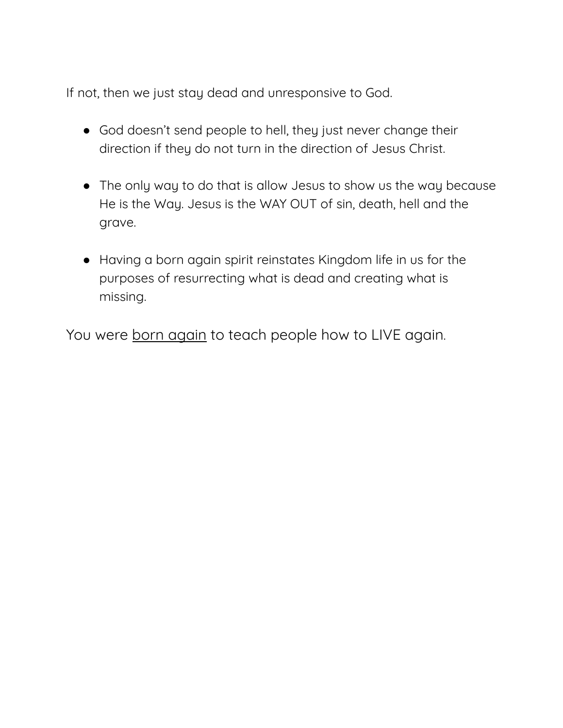If not, then we just stay dead and unresponsive to God.

- God doesn't send people to hell, they just never change their direction if they do not turn in the direction of Jesus Christ.

- The only way to do that is allow Jesus to show us the way because He is the Way. Jesus is the WAY OUT of sin, death, hell and the grave.

- Having a born again spirit reinstates Kingdom life in us for the purposes of resurrecting what is dead and creating what is missing.

You were <u>born again</u> to teach people how to LIVE again.